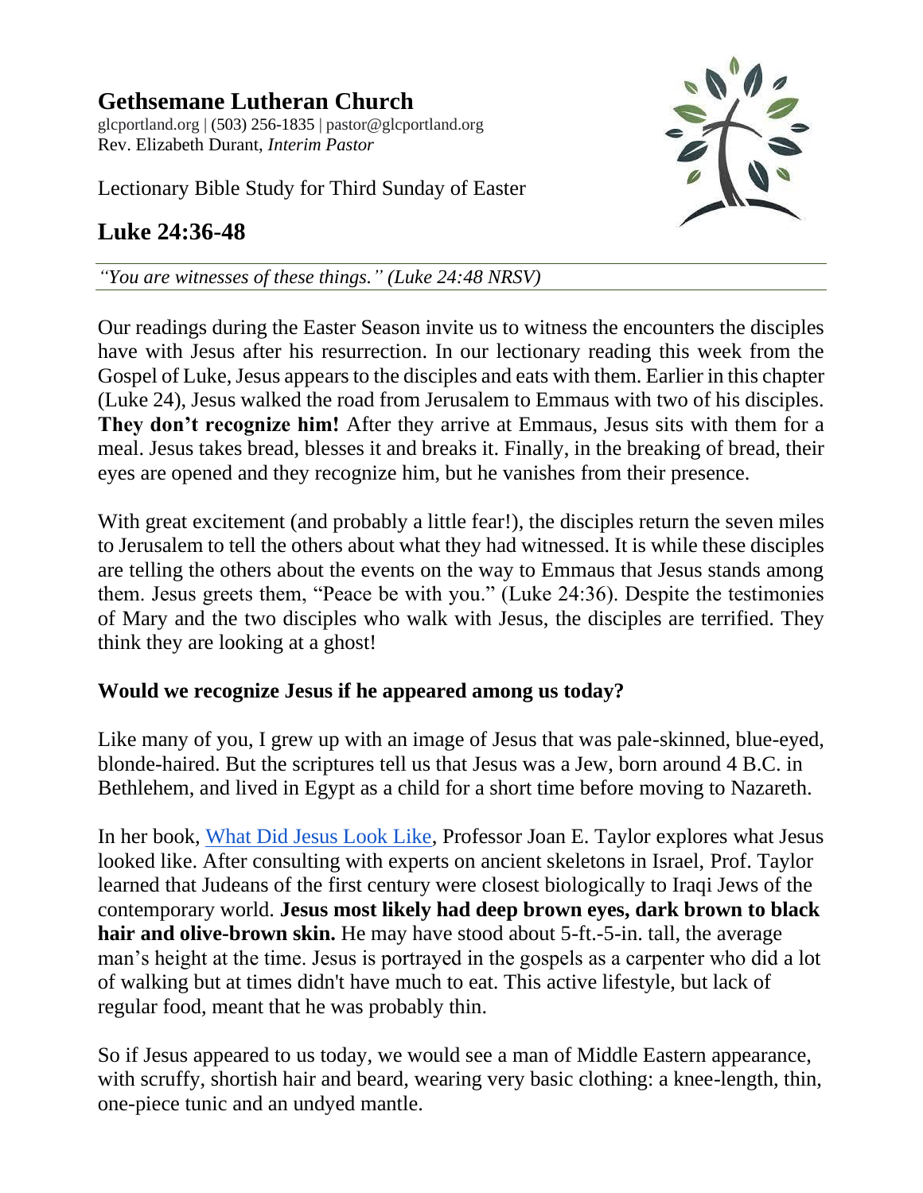# Gethsemane Lutheran Church

glcportland.org | (503) 256-1835 | pastor@glcportland.org
Rev. Elizabeth Durant, *Interim Pastor*

Lectionary Bible Study for Third Sunday of Easter

## Luke 24:36-48

*"You are witnesses of these things." (Luke 24:48 NRSV)*

Our readings during the Easter Season invite us to witness the encounters the disciples have with Jesus after his resurrection. In our lectionary reading this week from the Gospel of Luke, Jesus appears to the disciples and eats with them. Earlier in this chapter (Luke 24), Jesus walked the road from Jerusalem to Emmaus with two of his disciples. **They don't recognize him!** After they arrive at Emmaus, Jesus sits with them for a meal. Jesus takes bread, blesses it and breaks it. Finally, in the breaking of bread, their eyes are opened and they recognize him, but he vanishes from their presence.

With great excitement (and probably a little fear!), the disciples return the seven miles to Jerusalem to tell the others about what they had witnessed. It is while these disciples are telling the others about the events on the way to Emmaus that Jesus stands among them. Jesus greets them, "Peace be with you." (Luke 24:36). Despite the testimonies of Mary and the two disciples who walk with Jesus, the disciples are terrified. They think they are looking at a ghost!

**Would we recognize Jesus if he appeared among us today?**

Like many of you, I grew up with an image of Jesus that was pale-skinned, blue-eyed, blonde-haired. But the scriptures tell us that Jesus was a Jew, born around 4 B.C. in Bethlehem, and lived in Egypt as a child for a short time before moving to Nazareth.

In her book, [What Did Jesus Look Like], Professor Joan E. Taylor explores what Jesus looked like. After consulting with experts on ancient skeletons in Israel, Prof. Taylor learned that Judeans of the first century were closest biologically to Iraqi Jews of the contemporary world. **Jesus most likely had deep brown eyes, dark brown to black hair and olive-brown skin.** He may have stood about 5-ft.-5-in. tall, the average man's height at the time. Jesus is portrayed in the gospels as a carpenter who did a lot of walking but at times didn't have much to eat. This active lifestyle, but lack of regular food, meant that he was probably thin.

So if Jesus appeared to us today, we would see a man of Middle Eastern appearance, with scruffy, shortish hair and beard, wearing very basic clothing: a knee-length, thin, one-piece tunic and an undyed mantle.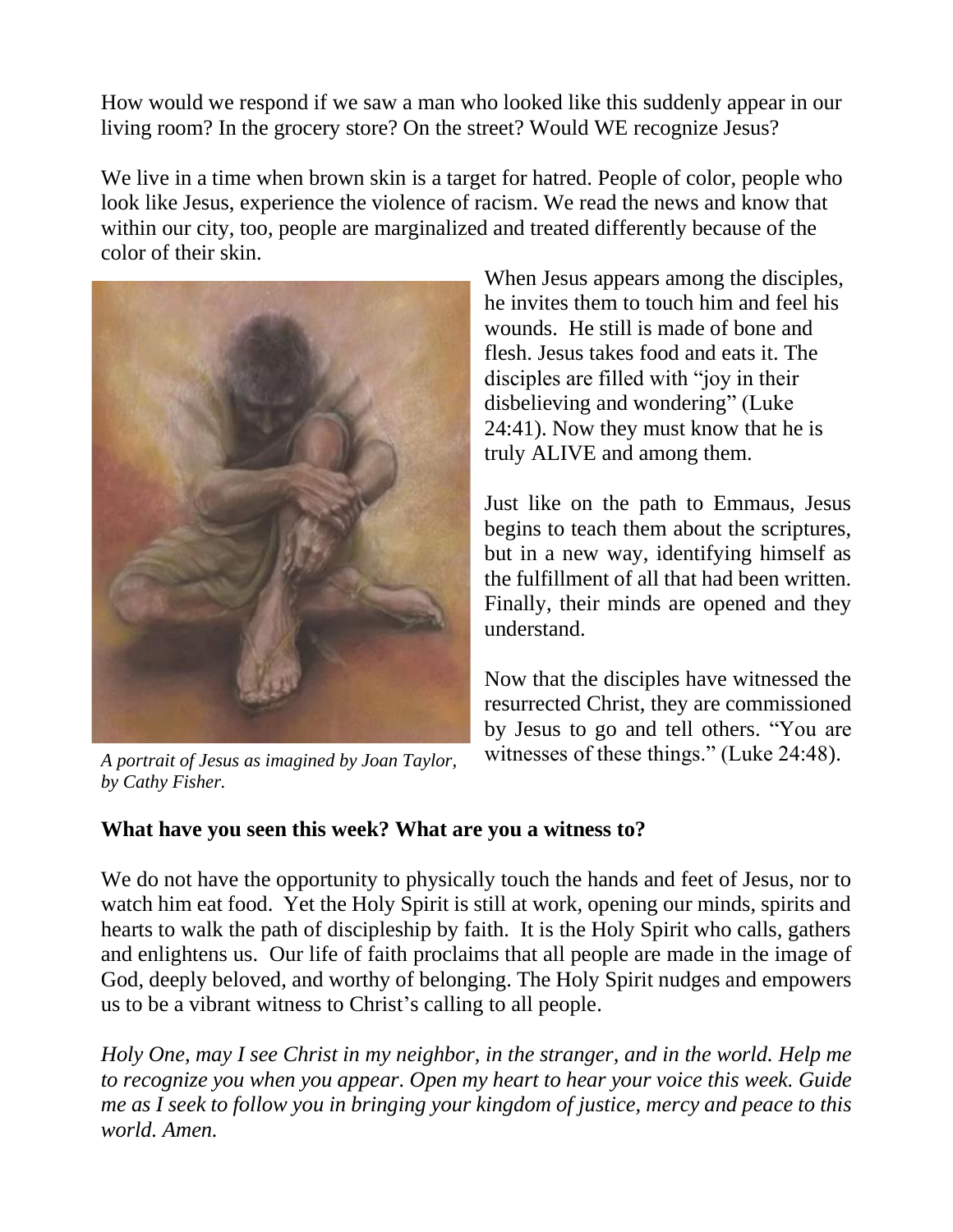How would we respond if we saw a man who looked like this suddenly appear in our living room? In the grocery store? On the street? Would WE recognize Jesus?

We live in a time when brown skin is a target for hatred. People of color, people who look like Jesus, experience the violence of racism. We read the news and know that within our city, too, people are marginalized and treated differently because of the color of their skin.

*A portrait of Jesus as imagined by Joan Taylor, by Cathy Fisher.*

When Jesus appears among the disciples, he invites them to touch him and feel his wounds. He still is made of bone and flesh. Jesus takes food and eats it. The disciples are filled with "joy in their disbelieving and wondering" (Luke 24:41). Now they must know that he is truly ALIVE and among them.

Just like on the path to Emmaus, Jesus begins to teach them about the scriptures, but in a new way, identifying himself as the fulfillment of all that had been written. Finally, their minds are opened and they understand.

Now that the disciples have witnessed the resurrected Christ, they are commissioned by Jesus to go and tell others. "You are witnesses of these things." (Luke 24:48).

**What have you seen this week? What are you a witness to?**

We do not have the opportunity to physically touch the hands and feet of Jesus, nor to watch him eat food. Yet the Holy Spirit is still at work, opening our minds, spirits and hearts to walk the path of discipleship by faith. It is the Holy Spirit who calls, gathers and enlightens us. Our life of faith proclaims that all people are made in the image of God, deeply beloved, and worthy of belonging. The Holy Spirit nudges and empowers us to be a vibrant witness to Christ's calling to all people.

*Holy One, may I see Christ in my neighbor, in the stranger, and in the world. Help me to recognize you when you appear. Open my heart to hear your voice this week. Guide me as I seek to follow you in bringing your kingdom of justice, mercy and peace to this world. Amen.*